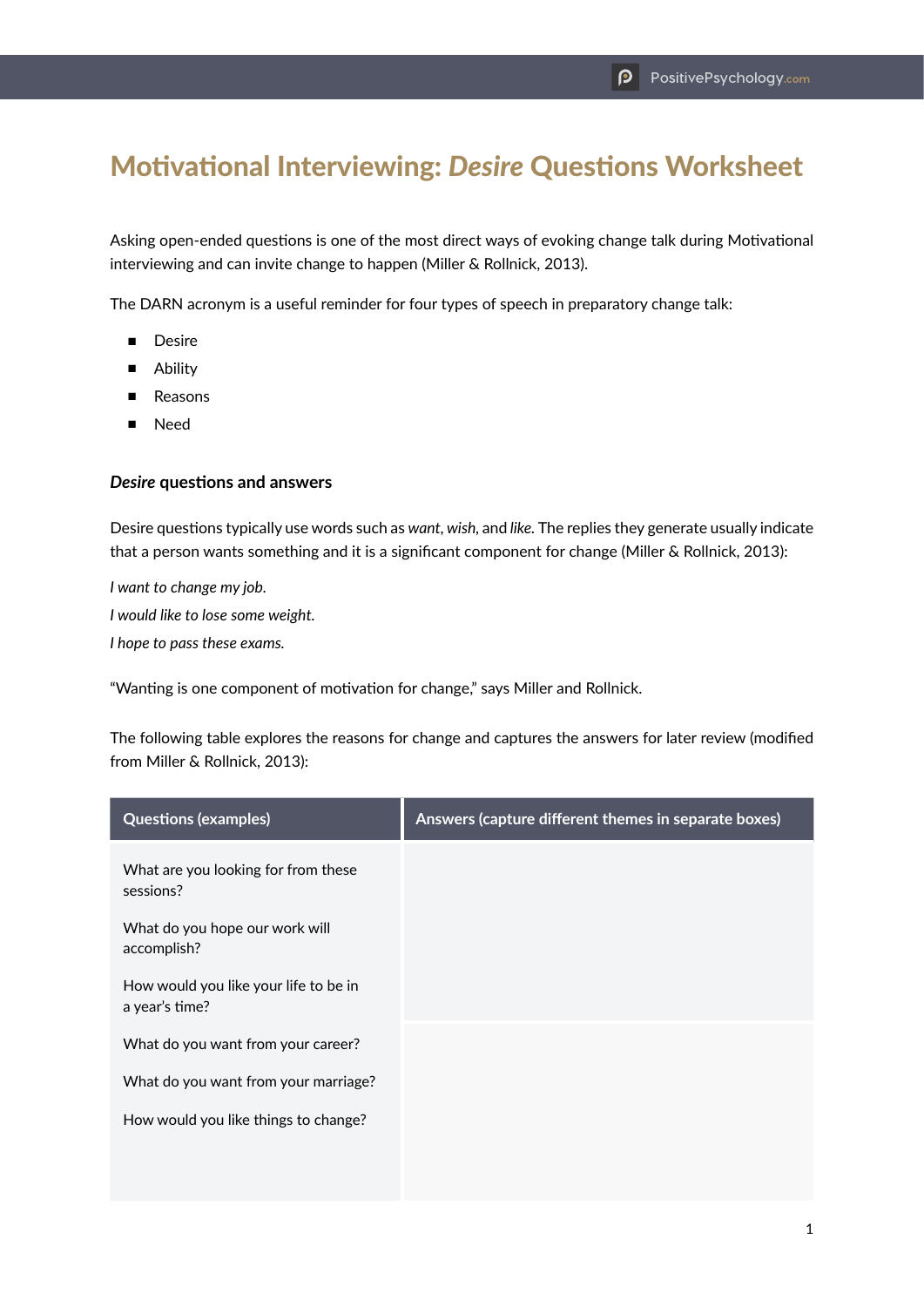# Motivational Interviewing: *Desire* Questions Worksheet

Asking open-ended questions is one of the most direct ways of evoking change talk during Motivational interviewing and can invite change to happen (Miller & Rollnick, 2013).

The DARN acronym is a useful reminder for four types of speech in preparatory change talk:

- Desire
- Ability
- Reasons
- Need

### *Desire* questions and answers

Desire questions typically use words such as *want*, *wish*, and *like*. The replies they generate usually indicate that a person wants something and it is a significant component for change (Miller & Rollnick, 2013):

*I want to change my job.*

*I would like to lose some weight.*

*I hope to pass these exams.*

"Wanting is one component of motivation for change," says Miller and Rollnick.

The following table explores the reasons for change and captures the answers for later review (modified from Miller & Rollnick, 2013):

| Questions (examples) | Answers (capture different themes in separate boxes) |
| --- | --- |
| What are you looking for from these sessions?<br><br>What do you hope our work will accomplish?<br><br>How would you like your life to be in a year's time?<br><br>What do you want from your career?<br><br>What do you want from your marriage?<br><br>How would you like things to change? | |
| | |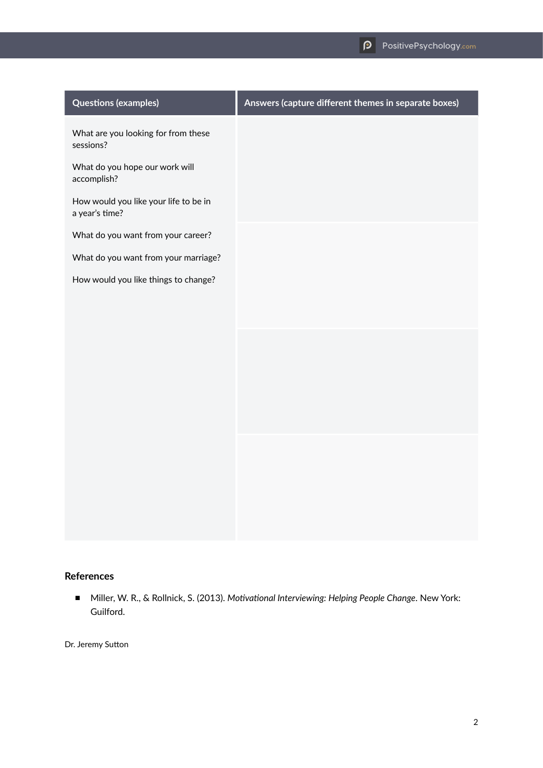| Questions (examples) | Answers (capture different themes in separate boxes) |
| --- | --- |
| What are you looking for from these sessions?<br><br>What do you hope our work will accomplish?<br><br>How would you like your life to be in a year's time?<br><br>What do you want from your career?<br><br>What do you want from your marriage?<br><br>How would you like things to change? | |
| | |
| | |
| | |

## References

- Miller, W. R., & Rollnick, S. (2013). *Motivational Interviewing: Helping People Change*. New York: Guilford.

Dr. Jeremy Sutton